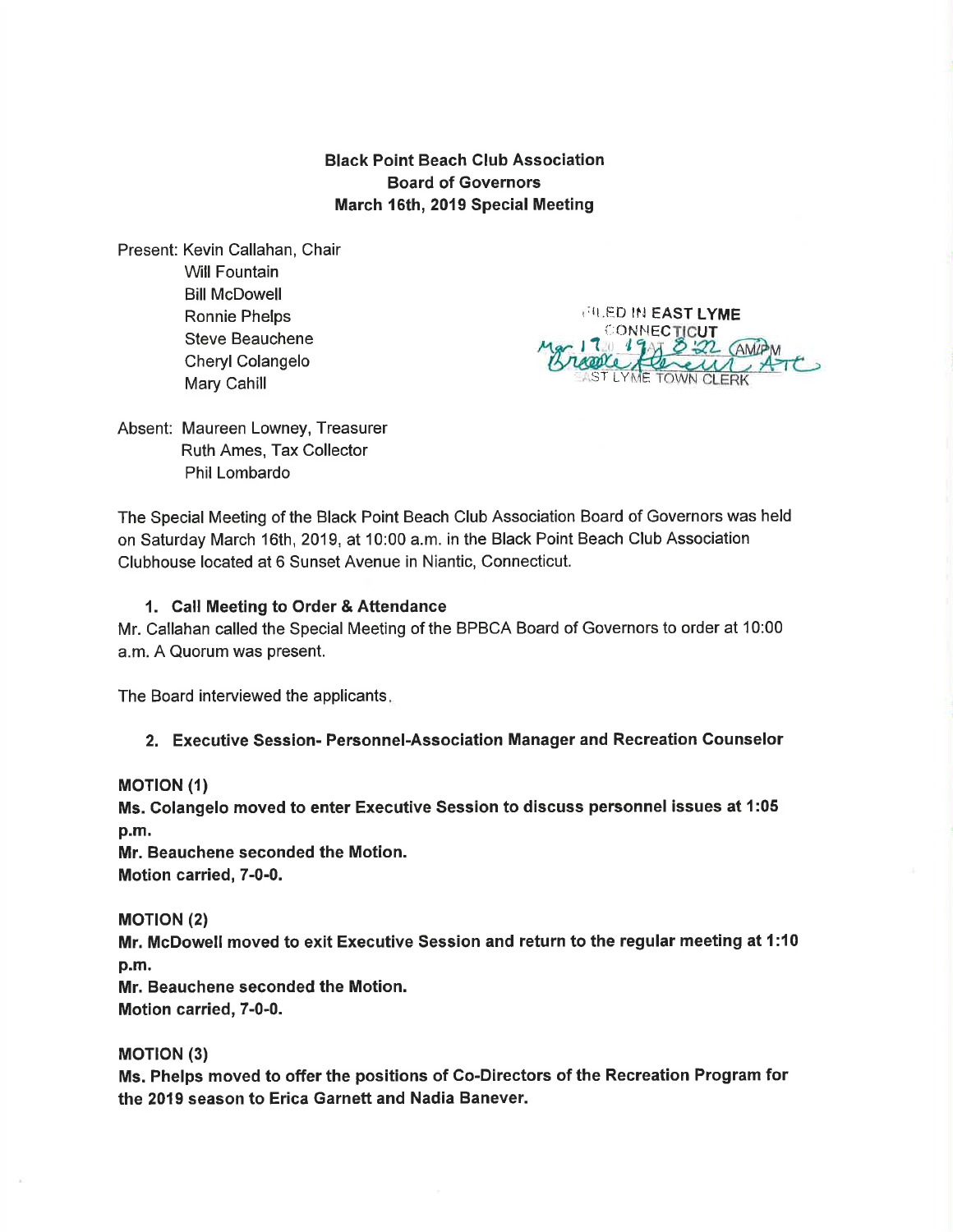**Black Point Beach Club Association**
**Board of Governors**
**March 16th, 2019 Special Meeting**

Present: Kevin Callahan, Chair
Will Fountain
Bill McDowell
Ronnie Phelps
Steve Beauchene
Cheryl Colangelo
Mary Cahill

FILED IN EAST LYME CONNECTICUT
Mar 17 20 19 AT 8:22 AM/PM
Brooke Stevens, ATC
EAST LYME TOWN CLERK

Absent: Maureen Lowney, Treasurer
Ruth Ames, Tax Collector
Phil Lombardo

The Special Meeting of the Black Point Beach Club Association Board of Governors was held on Saturday March 16th, 2019, at 10:00 a.m. in the Black Point Beach Club Association Clubhouse located at 6 Sunset Avenue in Niantic, Connecticut.

1. **Call Meeting to Order & Attendance**

Mr. Callahan called the Special Meeting of the BPBCA Board of Governors to order at 10:00 a.m. A Quorum was present.

The Board interviewed the applicants.

2. **Executive Session- Personnel-Association Manager and Recreation Counselor**

**MOTION (1)**
**Ms. Colangelo moved to enter Executive Session to discuss personnel issues at 1:05 p.m.**
**Mr. Beauchene seconded the Motion.**
**Motion carried, 7-0-0.**

**MOTION (2)**
**Mr. McDowell moved to exit Executive Session and return to the regular meeting at 1:10 p.m.**
**Mr. Beauchene seconded the Motion.**
**Motion carried, 7-0-0.**

**MOTION (3)**
**Ms. Phelps moved to offer the positions of Co-Directors of the Recreation Program for the 2019 season to Erica Garnett and Nadia Banever.**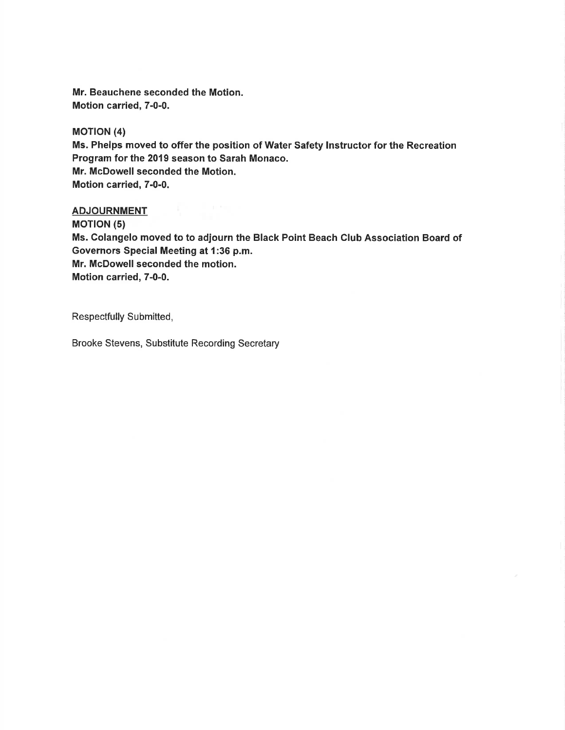**Mr. Beauchene seconded the Motion.**
**Motion carried, 7-0-0.**

**MOTION (4)**
**Ms. Phelps moved to offer the position of Water Safety Instructor for the Recreation Program for the 2019 season to Sarah Monaco.**
**Mr. McDowell seconded the Motion.**
**Motion carried, 7-0-0.**

**ADJOURNMENT**
**MOTION (5)**
**Ms. Colangelo moved to to adjourn the Black Point Beach Club Association Board of Governors Special Meeting at 1:36 p.m.**
**Mr. McDowell seconded the motion.**
**Motion carried, 7-0-0.**

Respectfully Submitted,

Brooke Stevens, Substitute Recording Secretary